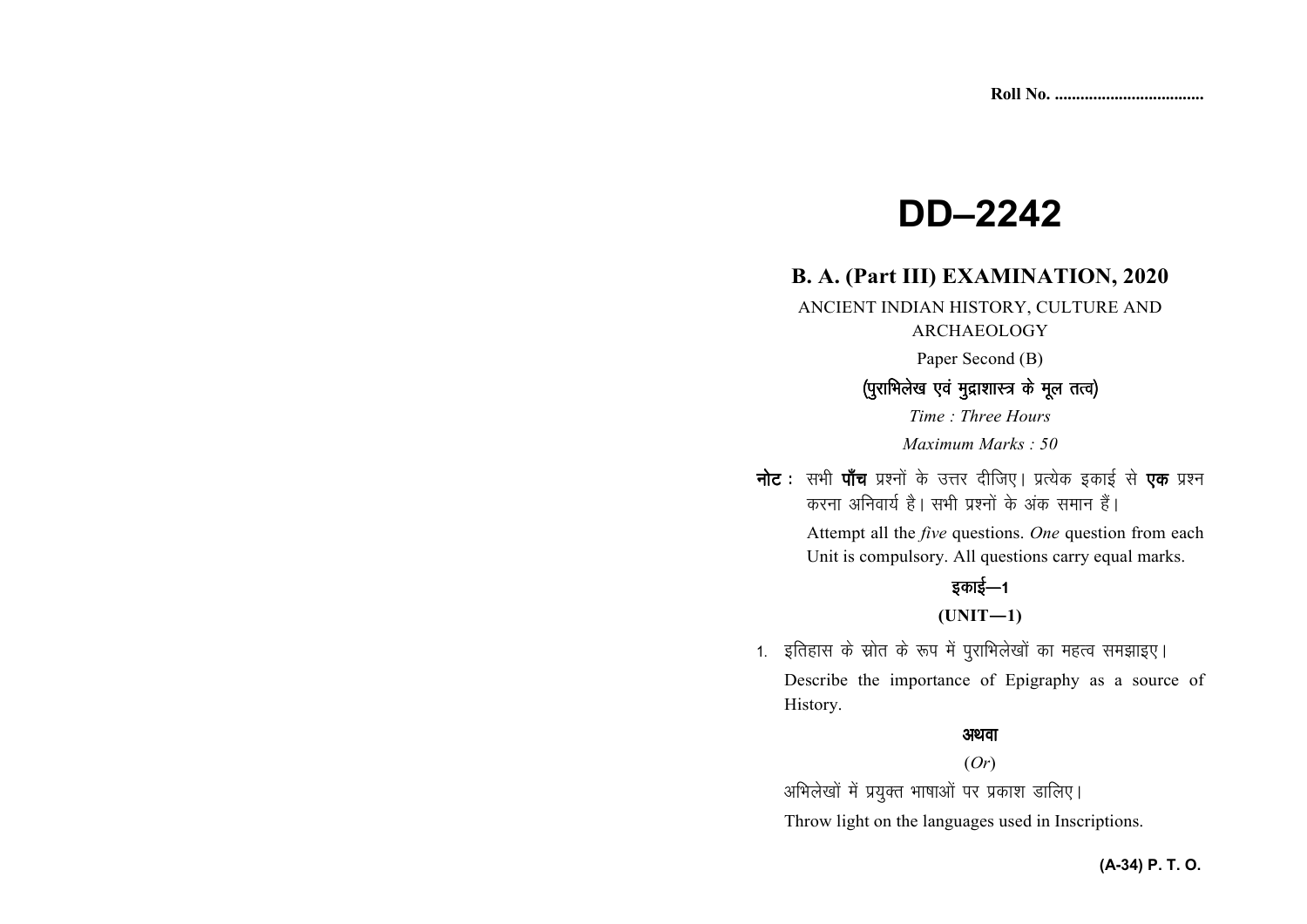Roll No. ..................................

# DD–2242

## B. A. (Part III) EXAMINATION, 2020

ANCIENT INDIAN HISTORY, CULTURE AND ARCHAEOLOGY

Paper Second (B)

**(पुराभिलेख एवं मुद्राशास्त्र के मूल तत्व)**

*Time : Three Hours*

*Maximum Marks : 50*

**नोट :** सभी **पाँच** प्रश्नों के उत्तर दीजिए। प्रत्येक इकाई से **एक** प्रश्न करना अनिवार्य है। सभी प्रश्नों के अंक समान हैं।

Attempt all the *five* questions. *One* question from each Unit is compulsory. All questions carry equal marks.

### इकाई—1

### (UNIT—1)

1. इतिहास के स्रोत के रूप में पुराभिलेखों का महत्व समझाइए।

   Describe the importance of Epigraphy as a source of History.

   **अथवा**

   (*Or*)

   अभिलेखों में प्रयुक्त भाषाओं पर प्रकाश डालिए।

   Throw light on the languages used in Inscriptions.

(A-34) P. T. O.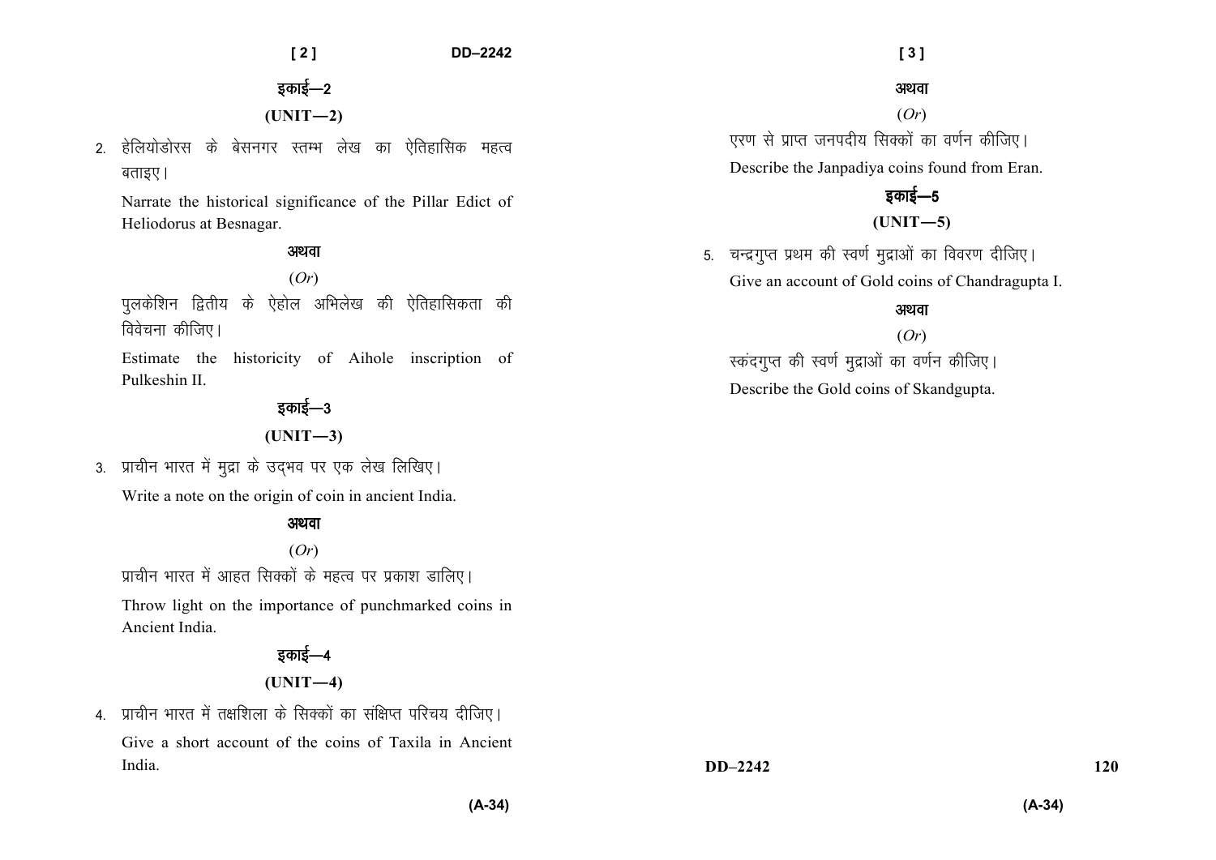## इकाई—2

## (UNIT—2)

2. हेलियोडोरस के बेसनगर स्तम्भ लेख का ऐतिहासिक महत्व बताइए।

   Narrate the historical significance of the Pillar Edict of Heliodorus at Besnagar.

   **अथवा**

   (*Or*)

   पुलकेशिन द्वितीय के ऐहोल अभिलेख की ऐतिहासिकता की विवेचना कीजिए।

   Estimate the historicity of Aihole inscription of Pulkeshin II.

## इकाई—3

## (UNIT—3)

3. प्राचीन भारत में मुद्रा के उद्‌भव पर एक लेख लिखिए।

   Write a note on the origin of coin in ancient India.

   **अथवा**

   (*Or*)

   प्राचीन भारत में आहत सिक्कों के महत्व पर प्रकाश डालिए।

   Throw light on the importance of punchmarked coins in Ancient India.

## इकाई—4

## (UNIT—4)

4. प्राचीन भारत में तक्षशिला के सिक्कों का संक्षिप्त परिचय दीजिए।

   Give a short account of the coins of Taxila in Ancient India.

   **अथवा**

   (*Or*)

   एरण से प्राप्त जनपदीय सिक्कों का वर्णन कीजिए।

   Describe the Janpadiya coins found from Eran.

## इकाई—5

## (UNIT—5)

5. चन्द्रगुप्त प्रथम की स्वर्ण मुद्राओं का विवरण दीजिए।

   Give an account of Gold coins of Chandragupta I.

   **अथवा**

   (*Or*)

   स्कंदगुप्त की स्वर्ण मुद्राओं का वर्णन कीजिए।

   Describe the Gold coins of Skandgupta.